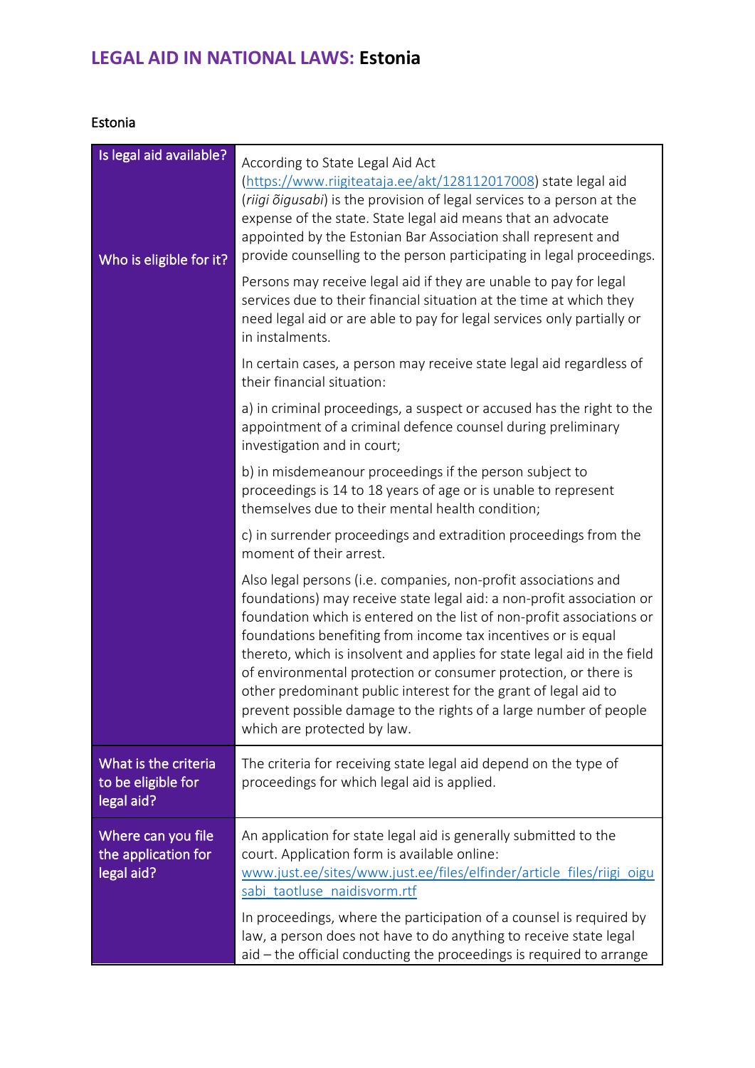# LEGAL AID IN NATIONAL LAWS: Estonia

Estonia

| | |
|---|---|
| Is legal aid available?<br><br>Who is eligible for it? | According to State Legal Aid Act (https://www.riigiteataja.ee/akt/128112017008) state legal aid (*riigi õigusabi*) is the provision of legal services to a person at the expense of the state. State legal aid means that an advocate appointed by the Estonian Bar Association shall represent and provide counselling to the person participating in legal proceedings.<br><br>Persons may receive legal aid if they are unable to pay for legal services due to their financial situation at the time at which they need legal aid or are able to pay for legal services only partially or in instalments.<br><br>In certain cases, a person may receive state legal aid regardless of their financial situation:<br><br>a) in criminal proceedings, a suspect or accused has the right to the appointment of a criminal defence counsel during preliminary investigation and in court;<br><br>b) in misdemeanour proceedings if the person subject to proceedings is 14 to 18 years of age or is unable to represent themselves due to their mental health condition;<br><br>c) in surrender proceedings and extradition proceedings from the moment of their arrest.<br><br>Also legal persons (i.e. companies, non-profit associations and foundations) may receive state legal aid: a non-profit association or foundation which is entered on the list of non-profit associations or foundations benefiting from income tax incentives or is equal thereto, which is insolvent and applies for state legal aid in the field of environmental protection or consumer protection, or there is other predominant public interest for the grant of legal aid to prevent possible damage to the rights of a large number of people which are protected by law. |
| What is the criteria to be eligible for legal aid? | The criteria for receiving state legal aid depend on the type of proceedings for which legal aid is applied. |
| Where can you file the application for legal aid? | An application for state legal aid is generally submitted to the court. Application form is available online: www.just.ee/sites/www.just.ee/files/elfinder/article_files/riigi_oigusabi_taotluse_naidisvorm.rtf<br><br>In proceedings, where the participation of a counsel is required by law, a person does not have to do anything to receive state legal aid – the official conducting the proceedings is required to arrange |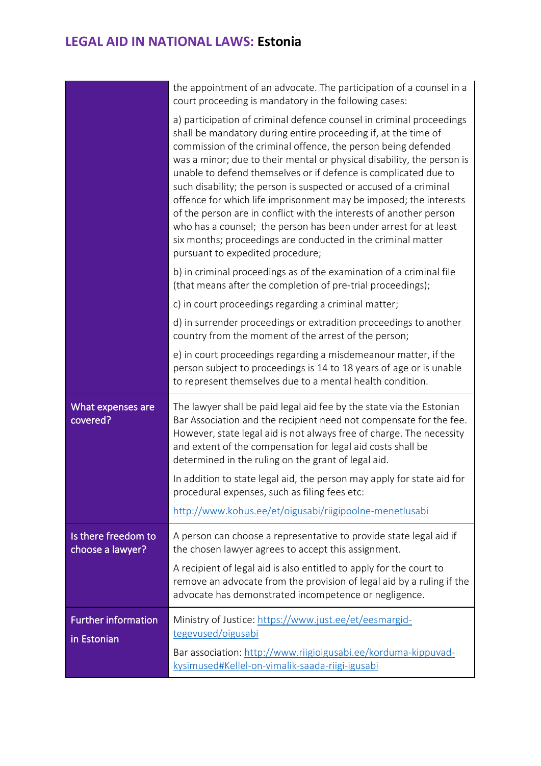# LEGAL AID IN NATIONAL LAWS: Estonia

| | |
|---|---|
| | the appointment of an advocate. The participation of a counsel in a court proceeding is mandatory in the following cases:<br><br>a) participation of criminal defence counsel in criminal proceedings shall be mandatory during entire proceeding if, at the time of commission of the criminal offence, the person being defended was a minor; due to their mental or physical disability, the person is unable to defend themselves or if defence is complicated due to such disability; the person is suspected or accused of a criminal offence for which life imprisonment may be imposed; the interests of the person are in conflict with the interests of another person who has a counsel; the person has been under arrest for at least six months; proceedings are conducted in the criminal matter pursuant to expedited procedure;<br><br>b) in criminal proceedings as of the examination of a criminal file (that means after the completion of pre-trial proceedings);<br><br>c) in court proceedings regarding a criminal matter;<br><br>d) in surrender proceedings or extradition proceedings to another country from the moment of the arrest of the person;<br><br>e) in court proceedings regarding a misdemeanour matter, if the person subject to proceedings is 14 to 18 years of age or is unable to represent themselves due to a mental health condition. |
| **What expenses are covered?** | The lawyer shall be paid legal aid fee by the state via the Estonian Bar Association and the recipient need not compensate for the fee. However, state legal aid is not always free of charge. The necessity and extent of the compensation for legal aid costs shall be determined in the ruling on the grant of legal aid.<br><br>In addition to state legal aid, the person may apply for state aid for procedural expenses, such as filing fees etc:<br><br>http://www.kohus.ee/et/oigusabi/riigipoolne-menetlusabi |
| **Is there freedom to choose a lawyer?** | A person can choose a representative to provide state legal aid if the chosen lawyer agrees to accept this assignment.<br><br>A recipient of legal aid is also entitled to apply for the court to remove an advocate from the provision of legal aid by a ruling if the advocate has demonstrated incompetence or negligence. |
| **Further information in Estonian** | Ministry of Justice: https://www.just.ee/et/eesmargid-tegevused/oigusabi<br><br>Bar association: http://www.riigioigusabi.ee/korduma-kippuvad-kysimused#Kellel-on-vimalik-saada-riigi-igusabi |